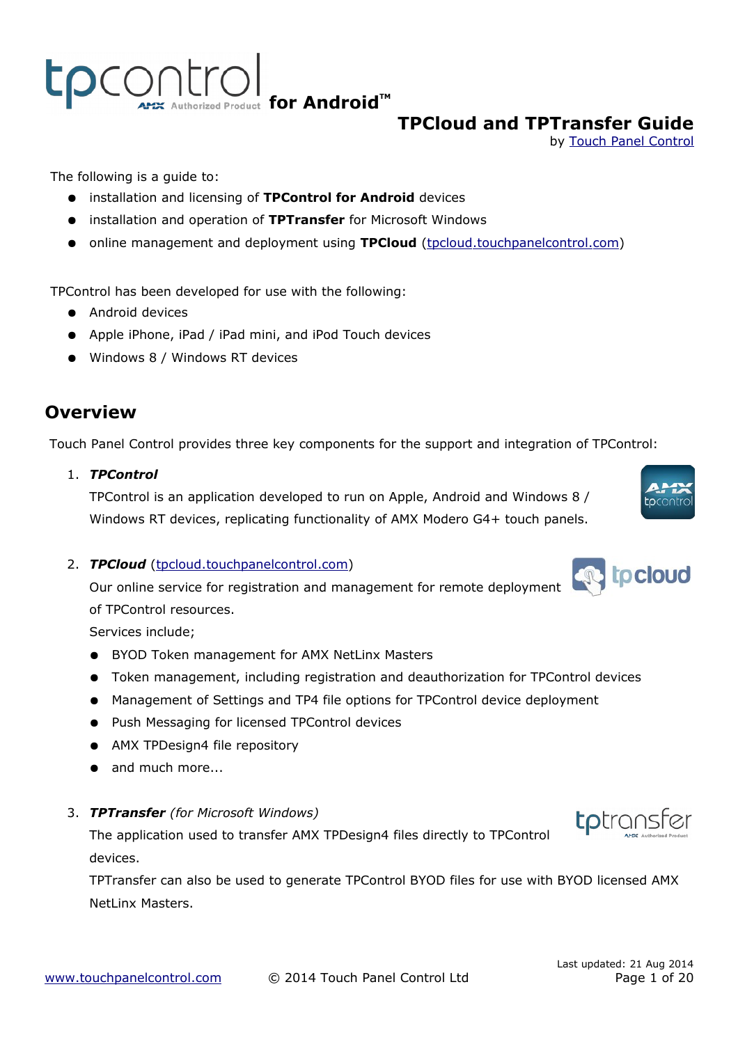# tpcontrol for Android™

## TPCloud and TPTransfer Guide

by Touch Panel Control

The following is a guide to:

- installation and licensing of **TPControl for Android** devices
- installation and operation of **TPTransfer** for Microsoft Windows
- online management and deployment using **TPCloud** (tpcloud.touchpanelcontrol.com)

TPControl has been developed for use with the following:

- Android devices
- Apple iPhone, iPad / iPad mini, and iPod Touch devices
- Windows 8 / Windows RT devices

## Overview

Touch Panel Control provides three key components for the support and integration of TPControl:

1. ***TPControl***

   TPControl is an application developed to run on Apple, Android and Windows 8 / Windows RT devices, replicating functionality of AMX Modero G4+ touch panels.

2. ***TPCloud*** (tpcloud.touchpanelcontrol.com)

   Our online service for registration and management for remote deployment of TPControl resources.

   Services include;

   - BYOD Token management for AMX NetLinx Masters
   - Token management, including registration and deauthorization for TPControl devices
   - Management of Settings and TP4 file options for TPControl device deployment
   - Push Messaging for licensed TPControl devices
   - AMX TPDesign4 file repository
   - and much more...

3. ***TPTransfer*** *(for Microsoft Windows)*

   The application used to transfer AMX TPDesign4 files directly to TPControl devices.

   TPTransfer can also be used to generate TPControl BYOD files for use with BYOD licensed AMX NetLinx Masters.

Last updated: 21 Aug 2014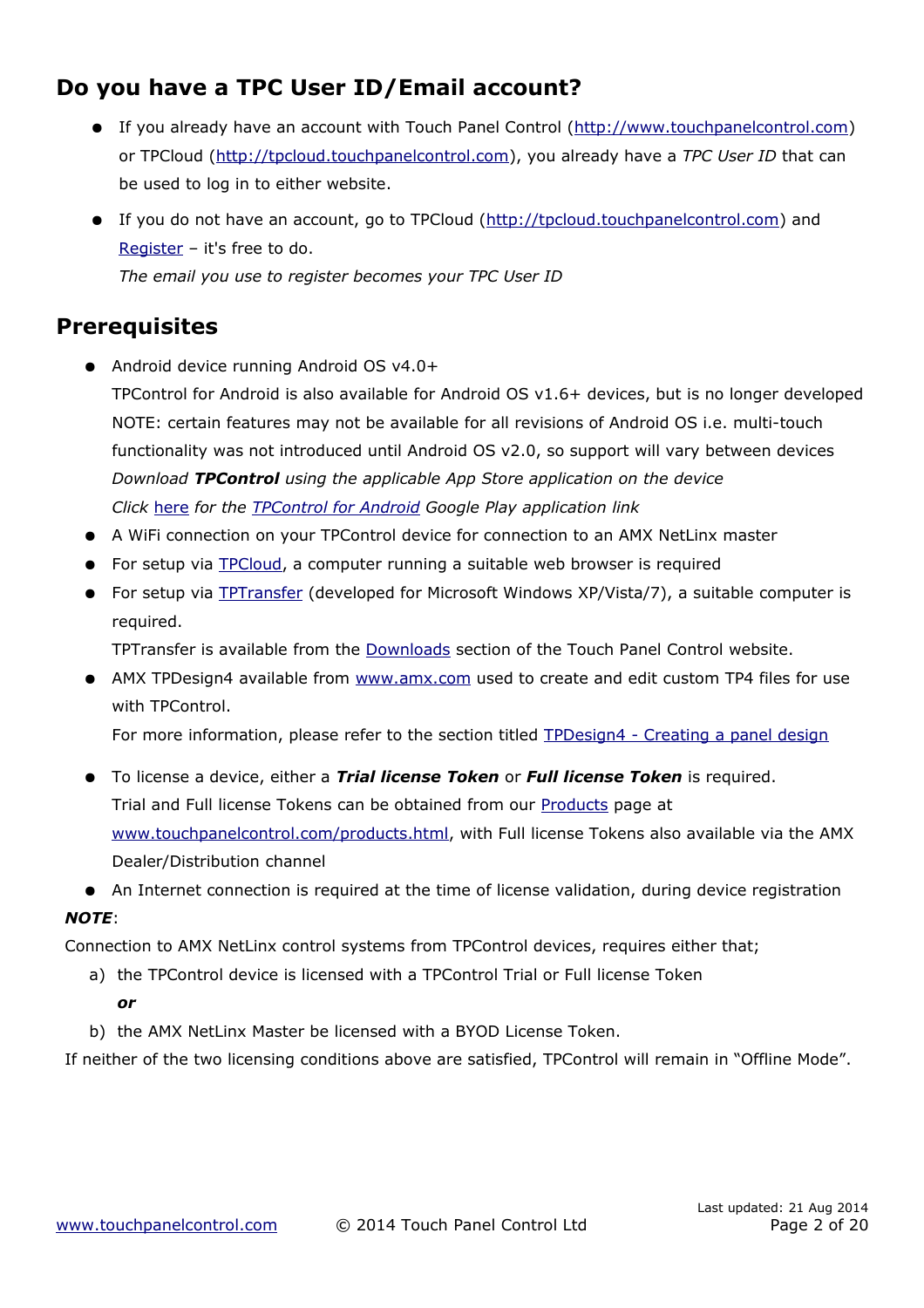## Do you have a TPC User ID/Email account?

- If you already have an account with Touch Panel Control (http://www.touchpanelcontrol.com) or TPCloud (http://tpcloud.touchpanelcontrol.com), you already have a *TPC User ID* that can be used to log in to either website.
- If you do not have an account, go to TPCloud (http://tpcloud.touchpanelcontrol.com) and Register – it's free to do.
  *The email you use to register becomes your TPC User ID*

## Prerequisites

- Android device running Android OS v4.0+
  TPControl for Android is also available for Android OS v1.6+ devices, but is no longer developed
  NOTE: certain features may not be available for all revisions of Android OS i.e. multi-touch functionality was not introduced until Android OS v2.0, so support will vary between devices
  *Download **TPControl** using the applicable App Store application on the device*
  *Click here for the TPControl for Android Google Play application link*
- A WiFi connection on your TPControl device for connection to an AMX NetLinx master
- For setup via TPCloud, a computer running a suitable web browser is required
- For setup via TPTransfer (developed for Microsoft Windows XP/Vista/7), a suitable computer is required.
  TPTransfer is available from the Downloads section of the Touch Panel Control website.
- AMX TPDesign4 available from www.amx.com used to create and edit custom TP4 files for use with TPControl.
  For more information, please refer to the section titled TPDesign4 - Creating a panel design
- To license a device, either a ***Trial license Token*** or ***Full license Token*** is required.
  Trial and Full license Tokens can be obtained from our Products page at www.touchpanelcontrol.com/products.html, with Full license Tokens also available via the AMX Dealer/Distribution channel
- An Internet connection is required at the time of license validation, during device registration

***NOTE***:

Connection to AMX NetLinx control systems from TPControl devices, requires either that;

a) the TPControl device is licensed with a TPControl Trial or Full license Token

   ***or***

b) the AMX NetLinx Master be licensed with a BYOD License Token.

If neither of the two licensing conditions above are satisfied, TPControl will remain in "Offline Mode".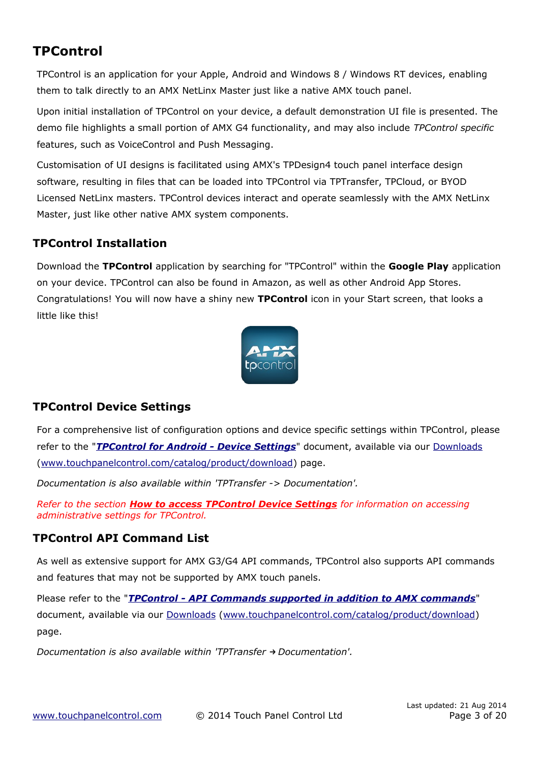# TPControl

TPControl is an application for your Apple, Android and Windows 8 / Windows RT devices, enabling them to talk directly to an AMX NetLinx Master just like a native AMX touch panel.

Upon initial installation of TPControl on your device, a default demonstration UI file is presented. The demo file highlights a small portion of AMX G4 functionality, and may also include *TPControl specific* features, such as VoiceControl and Push Messaging.

Customisation of UI designs is facilitated using AMX's TPDesign4 touch panel interface design software, resulting in files that can be loaded into TPControl via TPTransfer, TPCloud, or BYOD Licensed NetLinx masters. TPControl devices interact and operate seamlessly with the AMX NetLinx Master, just like other native AMX system components.

## TPControl Installation

Download the **TPControl** application by searching for "TPControl" within the **Google Play** application on your device. TPControl can also be found in Amazon, as well as other Android App Stores. Congratulations! You will now have a shiny new **TPControl** icon in your Start screen, that looks a little like this!

## TPControl Device Settings

For a comprehensive list of configuration options and device specific settings within TPControl, please refer to the "***TPControl for Android - Device Settings***" document, available via our Downloads (www.touchpanelcontrol.com/catalog/product/download) page.

*Documentation is also available within 'TPTransfer -> Documentation'.*

*Refer to the section **How to access TPControl Device Settings** for information on accessing administrative settings for TPControl.*

## TPControl API Command List

As well as extensive support for AMX G3/G4 API commands, TPControl also supports API commands and features that may not be supported by AMX touch panels.

Please refer to the "***TPControl - API Commands supported in addition to AMX commands***" document, available via our Downloads (www.touchpanelcontrol.com/catalog/product/download) page.

*Documentation is also available within 'TPTransfer → Documentation'.*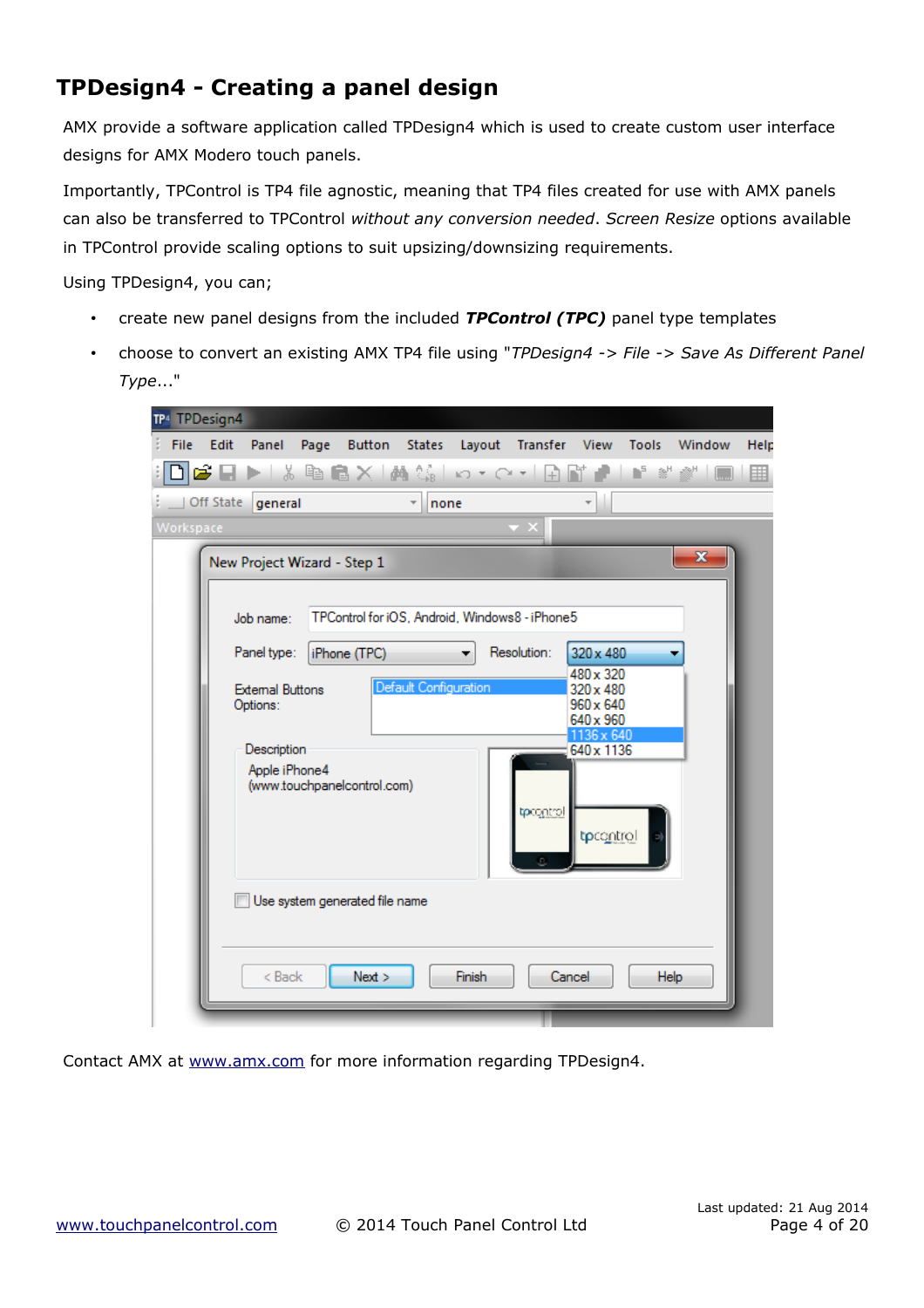## TPDesign4 - Creating a panel design

AMX provide a software application called TPDesign4 which is used to create custom user interface designs for AMX Modero touch panels.

Importantly, TPControl is TP4 file agnostic, meaning that TP4 files created for use with AMX panels can also be transferred to TPControl *without any conversion needed*. *Screen Resize* options available in TPControl provide scaling options to suit upsizing/downsizing requirements.

Using TPDesign4, you can;

- create new panel designs from the included ***TPControl (TPC)*** panel type templates
- choose to convert an existing AMX TP4 file using "*TPDesign4 -> File -> Save As Different Panel Type*..."

Contact AMX at [www.amx.com](http://www.amx.com) for more information regarding TPDesign4.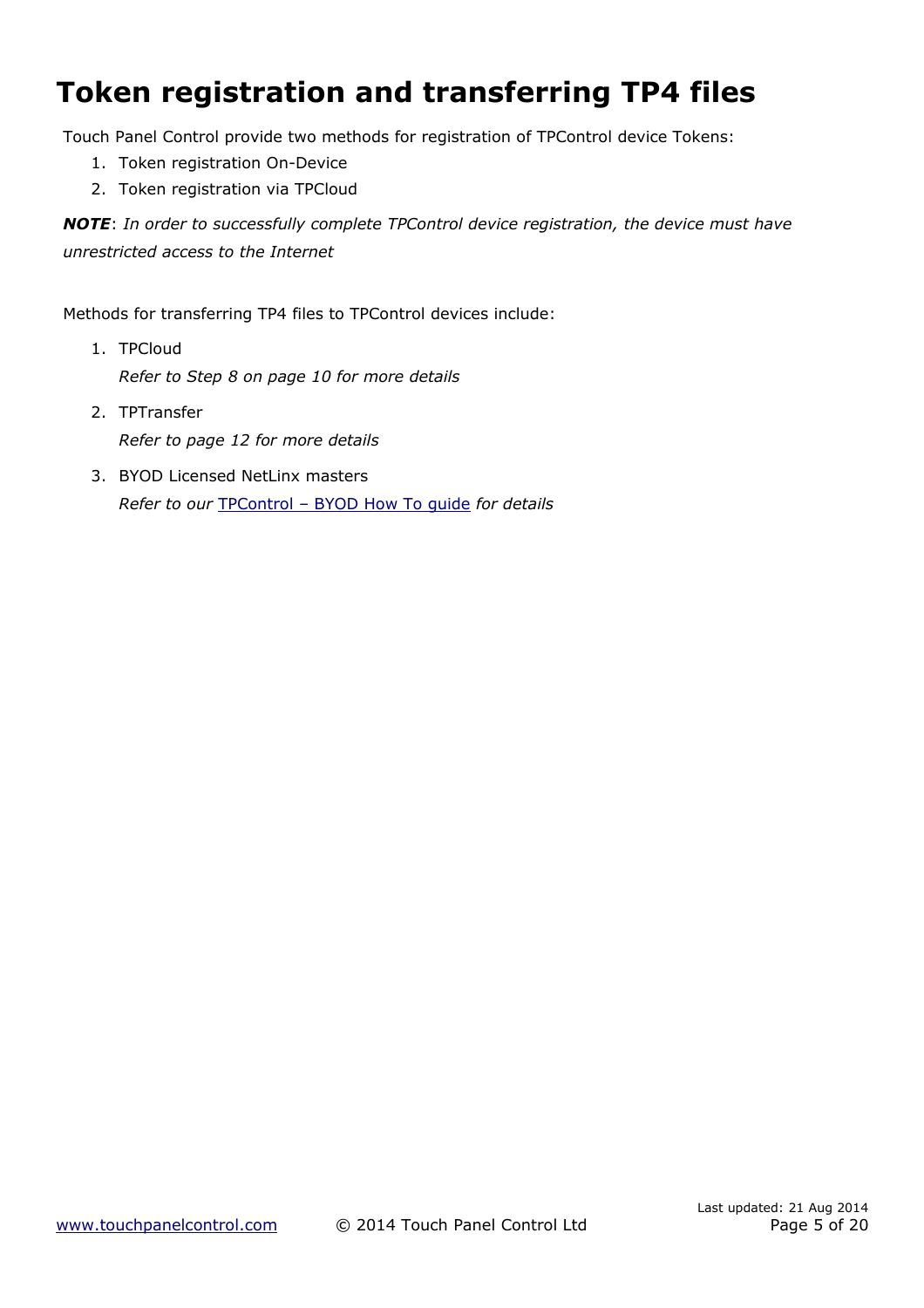# Token registration and transferring TP4 files

Touch Panel Control provide two methods for registration of TPControl device Tokens:

1. Token registration On-Device
2. Token registration via TPCloud

***NOTE***: *In order to successfully complete TPControl device registration, the device must have unrestricted access to the Internet*

Methods for transferring TP4 files to TPControl devices include:

1. TPCloud

   *Refer to Step 8 on page 10 for more details*

2. TPTransfer

   *Refer to page 12 for more details*

3. BYOD Licensed NetLinx masters

   *Refer to our* TPControl – BYOD How To guide *for details*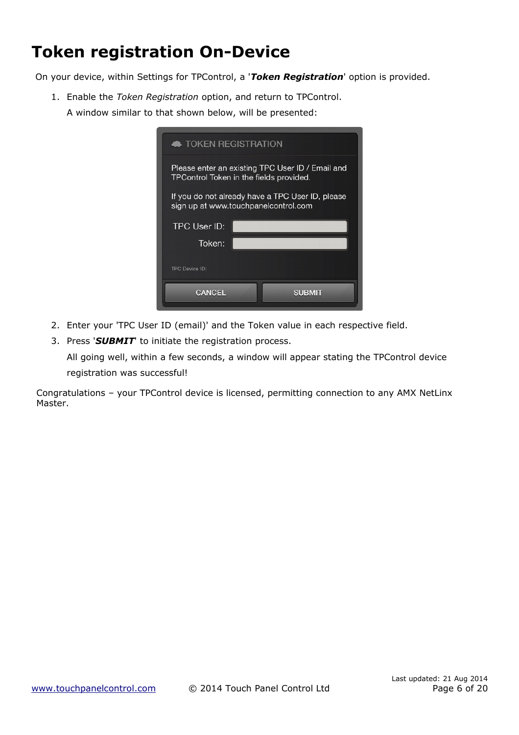# Token registration On-Device

On your device, within Settings for TPControl, a '***Token Registration***' option is provided.

1. Enable the *Token Registration* option, and return to TPControl.

   A window similar to that shown below, will be presented:

2. Enter your 'TPC User ID (email)' and the Token value in each respective field.
3. Press '***SUBMIT***' to initiate the registration process.

   All going well, within a few seconds, a window will appear stating the TPControl device registration was successful!

Congratulations – your TPControl device is licensed, permitting connection to any AMX NetLinx Master.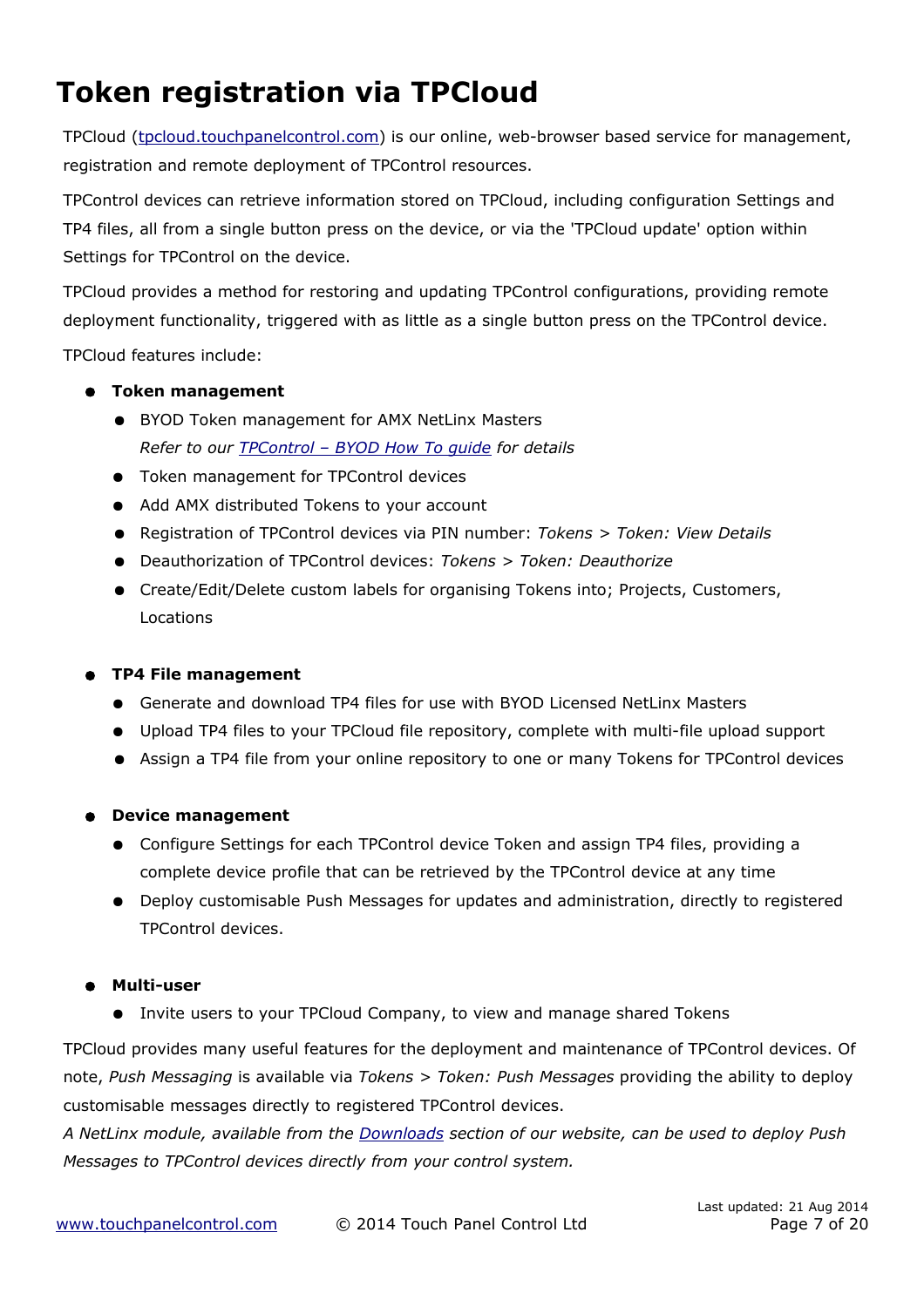# Token registration via TPCloud

TPCloud ([tpcloud.touchpanelcontrol.com](tpcloud.touchpanelcontrol.com)) is our online, web-browser based service for management, registration and remote deployment of TPControl resources.

TPControl devices can retrieve information stored on TPCloud, including configuration Settings and TP4 files, all from a single button press on the device, or via the 'TPCloud update' option within Settings for TPControl on the device.

TPCloud provides a method for restoring and updating TPControl configurations, providing remote deployment functionality, triggered with as little as a single button press on the TPControl device.

TPCloud features include:

- **Token management**
  - BYOD Token management for AMX NetLinx Masters
    *Refer to our [TPControl – BYOD How To guide]() for details*
  - Token management for TPControl devices
  - Add AMX distributed Tokens to your account
  - Registration of TPControl devices via PIN number: *Tokens > Token: View Details*
  - Deauthorization of TPControl devices: *Tokens > Token: Deauthorize*
  - Create/Edit/Delete custom labels for organising Tokens into; Projects, Customers, Locations

- **TP4 File management**
  - Generate and download TP4 files for use with BYOD Licensed NetLinx Masters
  - Upload TP4 files to your TPCloud file repository, complete with multi-file upload support
  - Assign a TP4 file from your online repository to one or many Tokens for TPControl devices

- **Device management**
  - Configure Settings for each TPControl device Token and assign TP4 files, providing a complete device profile that can be retrieved by the TPControl device at any time
  - Deploy customisable Push Messages for updates and administration, directly to registered TPControl devices.

- **Multi-user**
  - Invite users to your TPCloud Company, to view and manage shared Tokens

TPCloud provides many useful features for the deployment and maintenance of TPControl devices. Of note, *Push Messaging* is available via *Tokens > Token: Push Messages* providing the ability to deploy customisable messages directly to registered TPControl devices.
*A NetLinx module, available from the [Downloads]() section of our website, can be used to deploy Push Messages to TPControl devices directly from your control system.*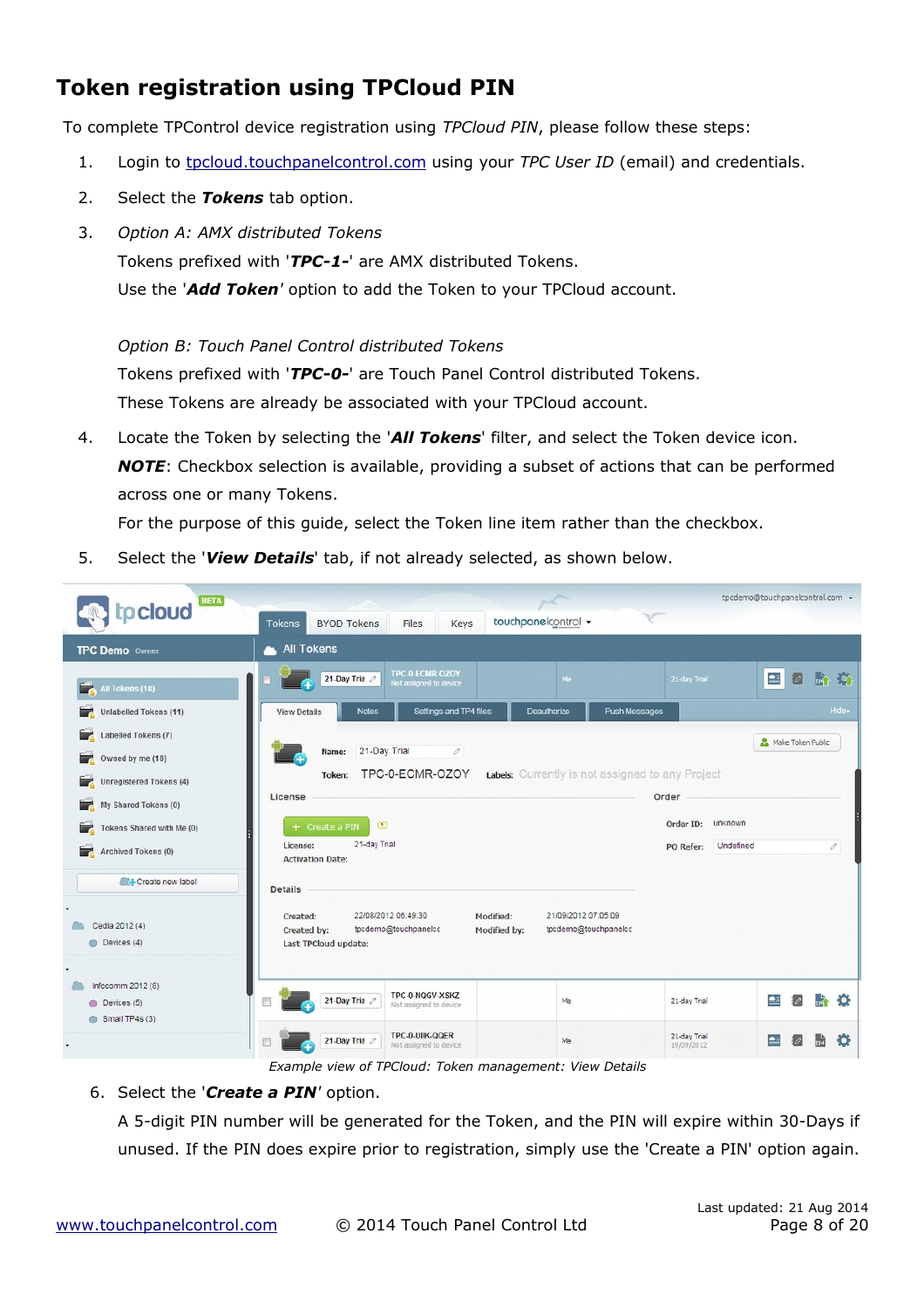## Token registration using TPCloud PIN

To complete TPControl device registration using *TPCloud PIN*, please follow these steps:

1. Login to [tpcloud.touchpanelcontrol.com](tpcloud.touchpanelcontrol.com) using your *TPC User ID* (email) and credentials.
2. Select the ***Tokens*** tab option.
3. *Option A: AMX distributed Tokens*

   Tokens prefixed with '***TPC-1-***' are AMX distributed Tokens.

   Use the '***Add Token***' option to add the Token to your TPCloud account.

   *Option B: Touch Panel Control distributed Tokens*

   Tokens prefixed with '***TPC-0-***' are Touch Panel Control distributed Tokens.

   These Tokens are already be associated with your TPCloud account.
4. Locate the Token by selecting the '***All Tokens***' filter, and select the Token device icon.

   ***NOTE***: Checkbox selection is available, providing a subset of actions that can be performed across one or many Tokens.

   For the purpose of this guide, select the Token line item rather than the checkbox.
5. Select the '***View Details***' tab, if not already selected, as shown below.

*Example view of TPCloud: Token management: View Details*

6. Select the '***Create a PIN***' option.

   A 5-digit PIN number will be generated for the Token, and the PIN will expire within 30-Days if unused. If the PIN does expire prior to registration, simply use the 'Create a PIN' option again.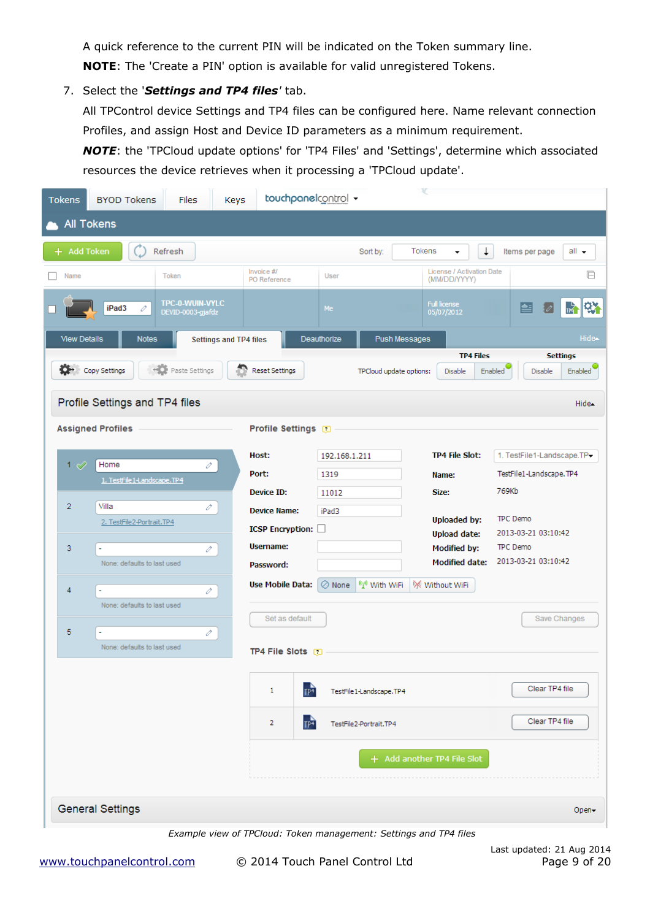A quick reference to the current PIN will be indicated on the Token summary line.

**NOTE**: The 'Create a PIN' option is available for valid unregistered Tokens.

7. Select the '***Settings and TP4 files***' tab.

   All TPControl device Settings and TP4 files can be configured here. Name relevant connection Profiles, and assign Host and Device ID parameters as a minimum requirement.

   ***NOTE***: the 'TPCloud update options' for 'TP4 Files' and 'Settings', determine which associated resources the device retrieves when it processing a 'TPCloud update'.

*Example view of TPCloud: Token management: Settings and TP4 files*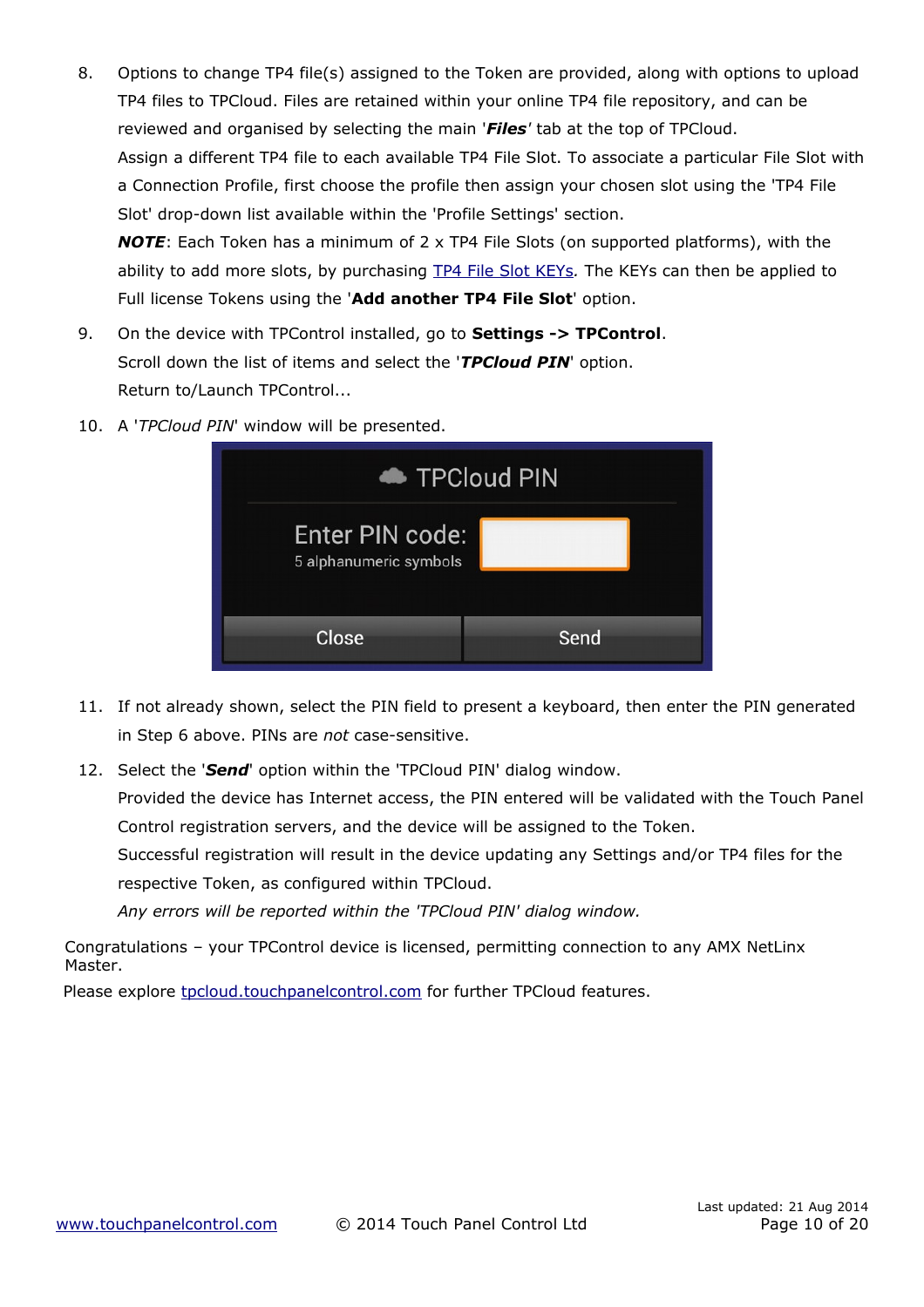8. Options to change TP4 file(s) assigned to the Token are provided, along with options to upload TP4 files to TPCloud. Files are retained within your online TP4 file repository, and can be reviewed and organised by selecting the main '***Files***' tab at the top of TPCloud.
   Assign a different TP4 file to each available TP4 File Slot. To associate a particular File Slot with a Connection Profile, first choose the profile then assign your chosen slot using the 'TP4 File Slot' drop-down list available within the 'Profile Settings' section.
   ***NOTE***: Each Token has a minimum of 2 x TP4 File Slots (on supported platforms), with the ability to add more slots, by purchasing TP4 File Slot KEYs*.* The KEYs can then be applied to Full license Tokens using the '**Add another TP4 File Slot**' option.

9. On the device with TPControl installed, go to **Settings -> TPControl**.
   Scroll down the list of items and select the '***TPCloud PIN***' option.
   Return to/Launch TPControl...

10. A '*TPCloud PIN*' window will be presented.

11. If not already shown, select the PIN field to present a keyboard, then enter the PIN generated in Step 6 above. PINs are *not* case-sensitive.

12. Select the '***Send***' option within the 'TPCloud PIN' dialog window.
    Provided the device has Internet access, the PIN entered will be validated with the Touch Panel Control registration servers, and the device will be assigned to the Token.
    Successful registration will result in the device updating any Settings and/or TP4 files for the respective Token, as configured within TPCloud.
    *Any errors will be reported within the 'TPCloud PIN' dialog window.*

Congratulations – your TPControl device is licensed, permitting connection to any AMX NetLinx Master.

Please explore tpcloud.touchpanelcontrol.com for further TPCloud features.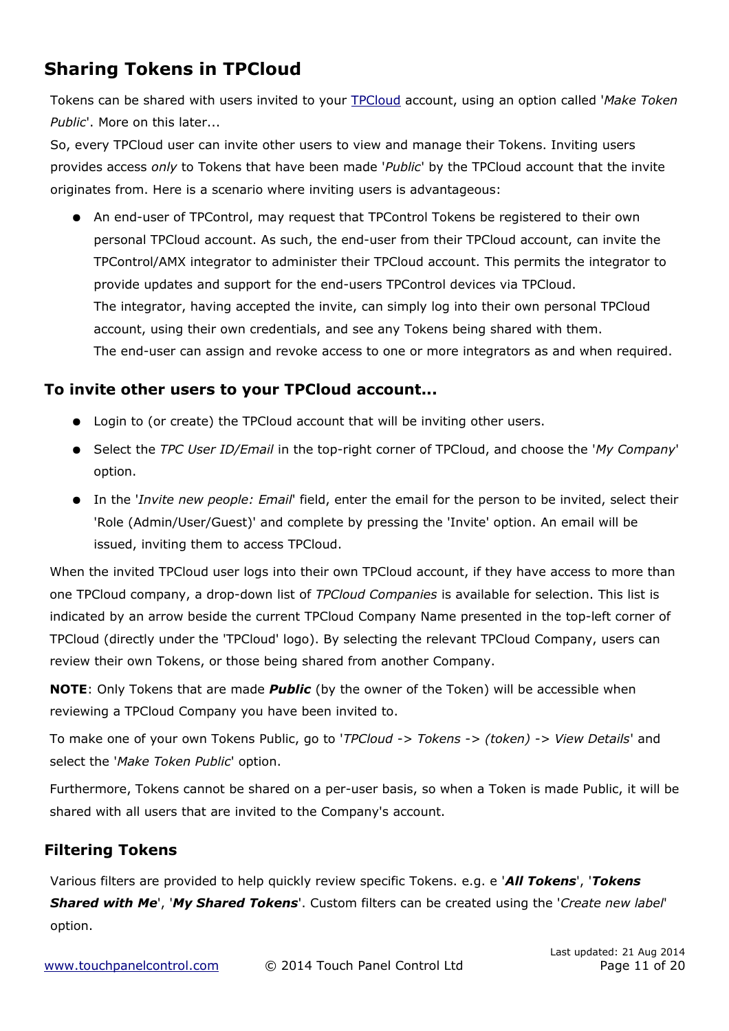## Sharing Tokens in TPCloud

Tokens can be shared with users invited to your [TPCloud](https://www.touchpanelcontrol.com) account, using an option called '*Make Token Public*'. More on this later...

So, every TPCloud user can invite other users to view and manage their Tokens. Inviting users provides access *only* to Tokens that have been made '*Public*' by the TPCloud account that the invite originates from. Here is a scenario where inviting users is advantageous:

- An end-user of TPControl, may request that TPControl Tokens be registered to their own personal TPCloud account. As such, the end-user from their TPCloud account, can invite the TPControl/AMX integrator to administer their TPCloud account. This permits the integrator to provide updates and support for the end-users TPControl devices via TPCloud.
  The integrator, having accepted the invite, can simply log into their own personal TPCloud account, using their own credentials, and see any Tokens being shared with them.
  The end-user can assign and revoke access to one or more integrators as and when required.

### To invite other users to your TPCloud account...

- Login to (or create) the TPCloud account that will be inviting other users.
- Select the *TPC User ID/Email* in the top-right corner of TPCloud, and choose the '*My Company*' option.
- In the '*Invite new people: Email*' field, enter the email for the person to be invited, select their 'Role (Admin/User/Guest)' and complete by pressing the 'Invite' option. An email will be issued, inviting them to access TPCloud.

When the invited TPCloud user logs into their own TPCloud account, if they have access to more than one TPCloud company, a drop-down list of *TPCloud Companies* is available for selection. This list is indicated by an arrow beside the current TPCloud Company Name presented in the top-left corner of TPCloud (directly under the 'TPCloud' logo). By selecting the relevant TPCloud Company, users can review their own Tokens, or those being shared from another Company.

**NOTE**: Only Tokens that are made ***Public*** (by the owner of the Token) will be accessible when reviewing a TPCloud Company you have been invited to.

To make one of your own Tokens Public, go to '*TPCloud -> Tokens -> (token) -> View Details*' and select the '*Make Token Public*' option.

Furthermore, Tokens cannot be shared on a per-user basis, so when a Token is made Public, it will be shared with all users that are invited to the Company's account.

### Filtering Tokens

Various filters are provided to help quickly review specific Tokens. e.g. e '***All Tokens***', '***Tokens Shared with Me***', '***My Shared Tokens***'. Custom filters can be created using the '*Create new label*' option.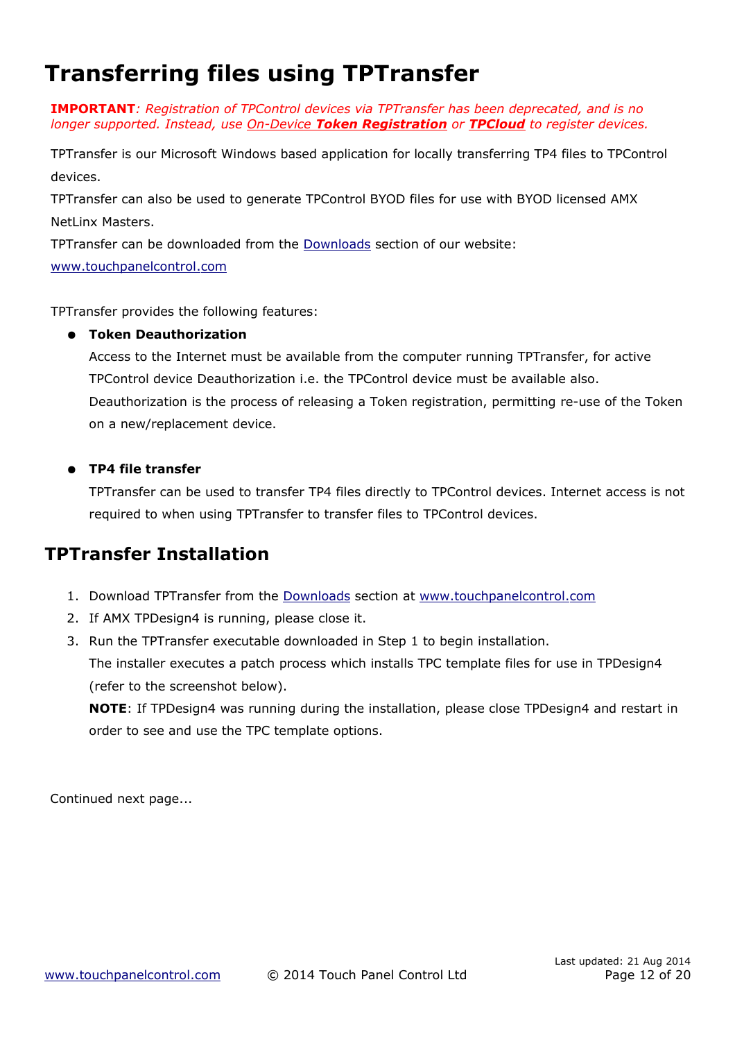# Transferring files using TPTransfer

***IMPORTANT**: Registration of TPControl devices via TPTransfer has been deprecated, and is no longer supported. Instead, use On-Device **Token Registration** or **TPCloud** to register devices.*

TPTransfer is our Microsoft Windows based application for locally transferring TP4 files to TPControl devices.

TPTransfer can also be used to generate TPControl BYOD files for use with BYOD licensed AMX NetLinx Masters.

TPTransfer can be downloaded from the Downloads section of our website: www.touchpanelcontrol.com

TPTransfer provides the following features:

- **Token Deauthorization**

  Access to the Internet must be available from the computer running TPTransfer, for active TPControl device Deauthorization i.e. the TPControl device must be available also.
  Deauthorization is the process of releasing a Token registration, permitting re-use of the Token on a new/replacement device.

- **TP4 file transfer**

  TPTransfer can be used to transfer TP4 files directly to TPControl devices. Internet access is not required to when using TPTransfer to transfer files to TPControl devices.

## TPTransfer Installation

1. Download TPTransfer from the Downloads section at www.touchpanelcontrol.com
2. If AMX TPDesign4 is running, please close it.
3. Run the TPTransfer executable downloaded in Step 1 to begin installation.
   The installer executes a patch process which installs TPC template files for use in TPDesign4 (refer to the screenshot below).
   **NOTE**: If TPDesign4 was running during the installation, please close TPDesign4 and restart in order to see and use the TPC template options.

Continued next page...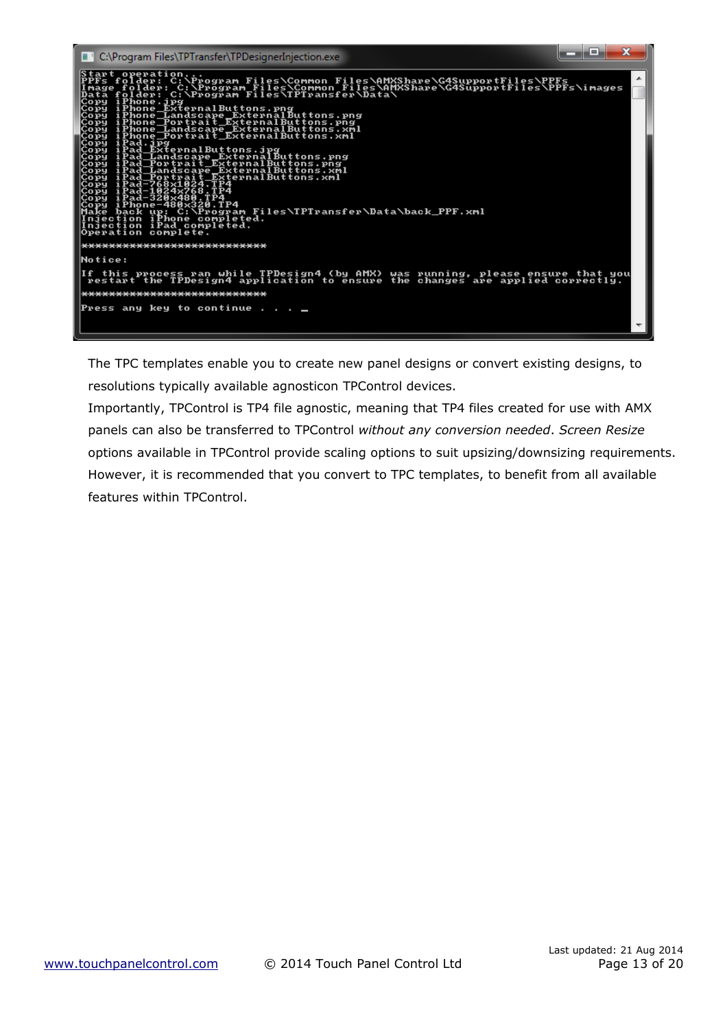```
C:\Program Files\TPTransfer\TPDesignerInjection.exe

Start operation...
PPFs folder: C:\Program Files\Common Files\AMXShare\G4SupportFiles\PPFs
Image folder: C:\Program Files\Common Files\AMXShare\G4SupportFiles\PPFs\images
Data folder: C:\Program Files\TPTransfer\Data\
Copy iPhone.jpg
Copy iPhone_ExternalButtons.png
Copy iPhone_Landscape_ExternalButtons.png
Copy iPhone_Portrait_ExternalButtons.png
Copy iPhone_Landscape_ExternalButtons.xml
Copy iPhone_Portrait_ExternalButtons.xml
Copy iPad.jpg
Copy iPad_ExternalButtons.jpg
Copy iPad_Landscape_ExternalButtons.png
Copy iPad_Portrait_ExternalButtons.png
Copy iPad_Landscape_ExternalButtons.xml
Copy iPad_Portrait_ExternalButtons.xml
Copy iPad-768x1024.TP4
Copy iPad-1024x768.TP4
Copy iPad-320x480.TP4
Copy iPhone-480x320.TP4
Make back up: C:\Program Files\TPTransfer\Data\back_PPF.xml
Injection iPhone completed.
Injection iPad completed.
Operation complete.

***************************

Notice:

If this process ran while TPDesign4 (by AMX) was running, please ensure that you
 restart the TPDesign4 application to ensure the changes are applied correctly.

***************************

Press any key to continue . . . _
```

The TPC templates enable you to create new panel designs or convert existing designs, to resolutions typically available agnosticon TPControl devices.

Importantly, TPControl is TP4 file agnostic, meaning that TP4 files created for use with AMX panels can also be transferred to TPControl *without any conversion needed*. *Screen Resize* options available in TPControl provide scaling options to suit upsizing/downsizing requirements. However, it is recommended that you convert to TPC templates, to benefit from all available features within TPControl.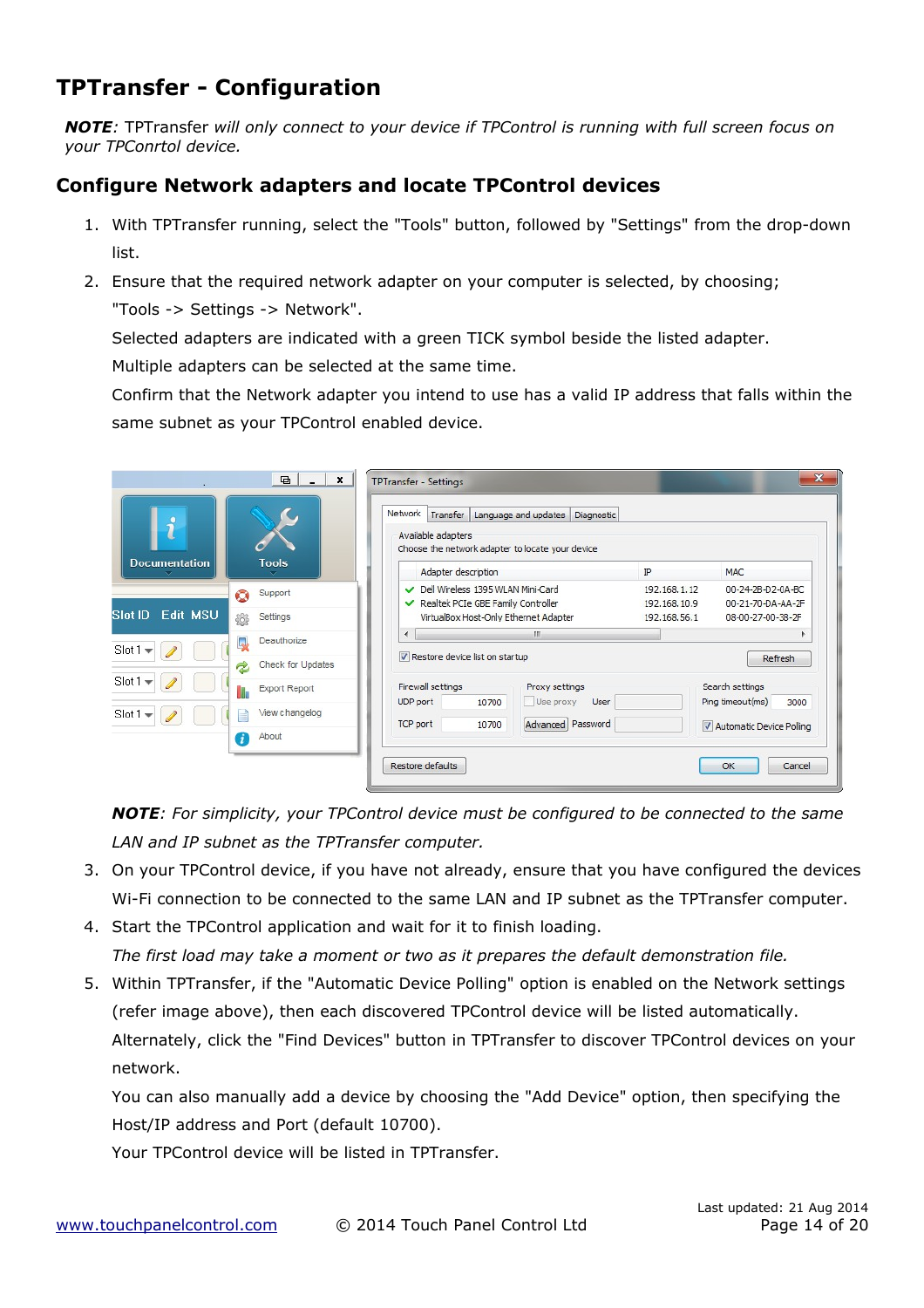# TPTransfer - Configuration

***NOTE**: TPTransfer will only connect to your device if TPControl is running with full screen focus on your TPConrtol device.*

## Configure Network adapters and locate TPControl devices

1. With TPTransfer running, select the "Tools" button, followed by "Settings" from the drop-down list.
2. Ensure that the required network adapter on your computer is selected, by choosing; "Tools -> Settings -> Network".
   Selected adapters are indicated with a green TICK symbol beside the listed adapter.
   Multiple adapters can be selected at the same time.
   Confirm that the Network adapter you intend to use has a valid IP address that falls within the same subnet as your TPControl enabled device.

   ***NOTE**: For simplicity, your TPControl device must be configured to be connected to the same LAN and IP subnet as the TPTransfer computer.*
3. On your TPControl device, if you have not already, ensure that you have configured the devices Wi-Fi connection to be connected to the same LAN and IP subnet as the TPTransfer computer.
4. Start the TPControl application and wait for it to finish loading.
   *The first load may take a moment or two as it prepares the default demonstration file.*
5. Within TPTransfer, if the "Automatic Device Polling" option is enabled on the Network settings (refer image above), then each discovered TPControl device will be listed automatically.
   Alternately, click the "Find Devices" button in TPTransfer to discover TPControl devices on your network.
   You can also manually add a device by choosing the "Add Device" option, then specifying the Host/IP address and Port (default 10700).
   Your TPControl device will be listed in TPTransfer.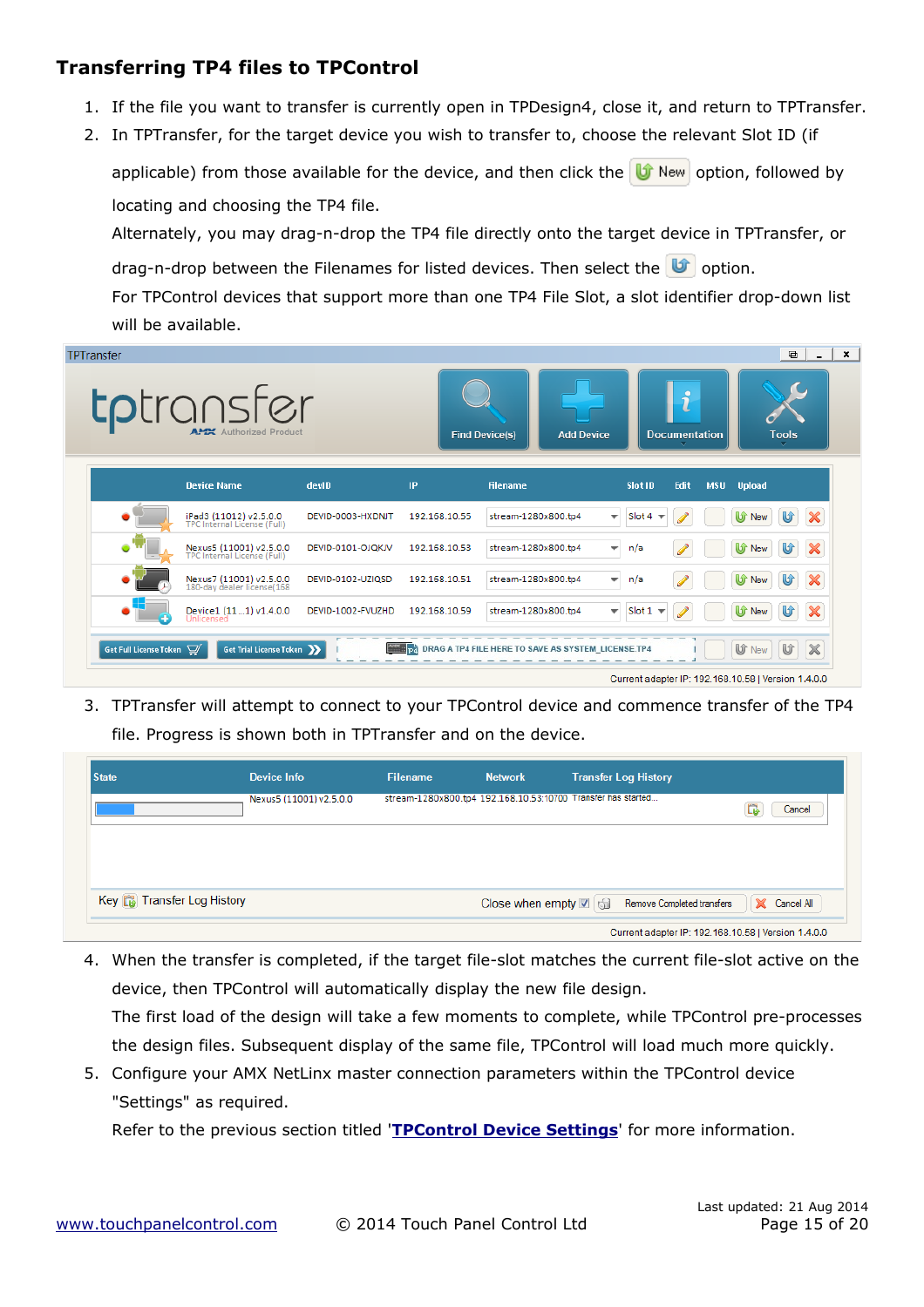## Transferring TP4 files to TPControl

1. If the file you want to transfer is currently open in TPDesign4, close it, and return to TPTransfer.
2. In TPTransfer, for the target device you wish to transfer to, choose the relevant Slot ID (if applicable) from those available for the device, and then click the New option, followed by locating and choosing the TP4 file.
   Alternately, you may drag-n-drop the TP4 file directly onto the target device in TPTransfer, or drag-n-drop between the Filenames for listed devices. Then select the option.
   For TPControl devices that support more than one TP4 File Slot, a slot identifier drop-down list will be available.
3. TPTransfer will attempt to connect to your TPControl device and commence transfer of the TP4 file. Progress is shown both in TPTransfer and on the device.
4. When the transfer is completed, if the target file-slot matches the current file-slot active on the device, then TPControl will automatically display the new file design.
   The first load of the design will take a few moments to complete, while TPControl pre-processes the design files. Subsequent display of the same file, TPControl will load much more quickly.
5. Configure your AMX NetLinx master connection parameters within the TPControl device "Settings" as required.
   Refer to the previous section titled '**TPControl Device Settings**' for more information.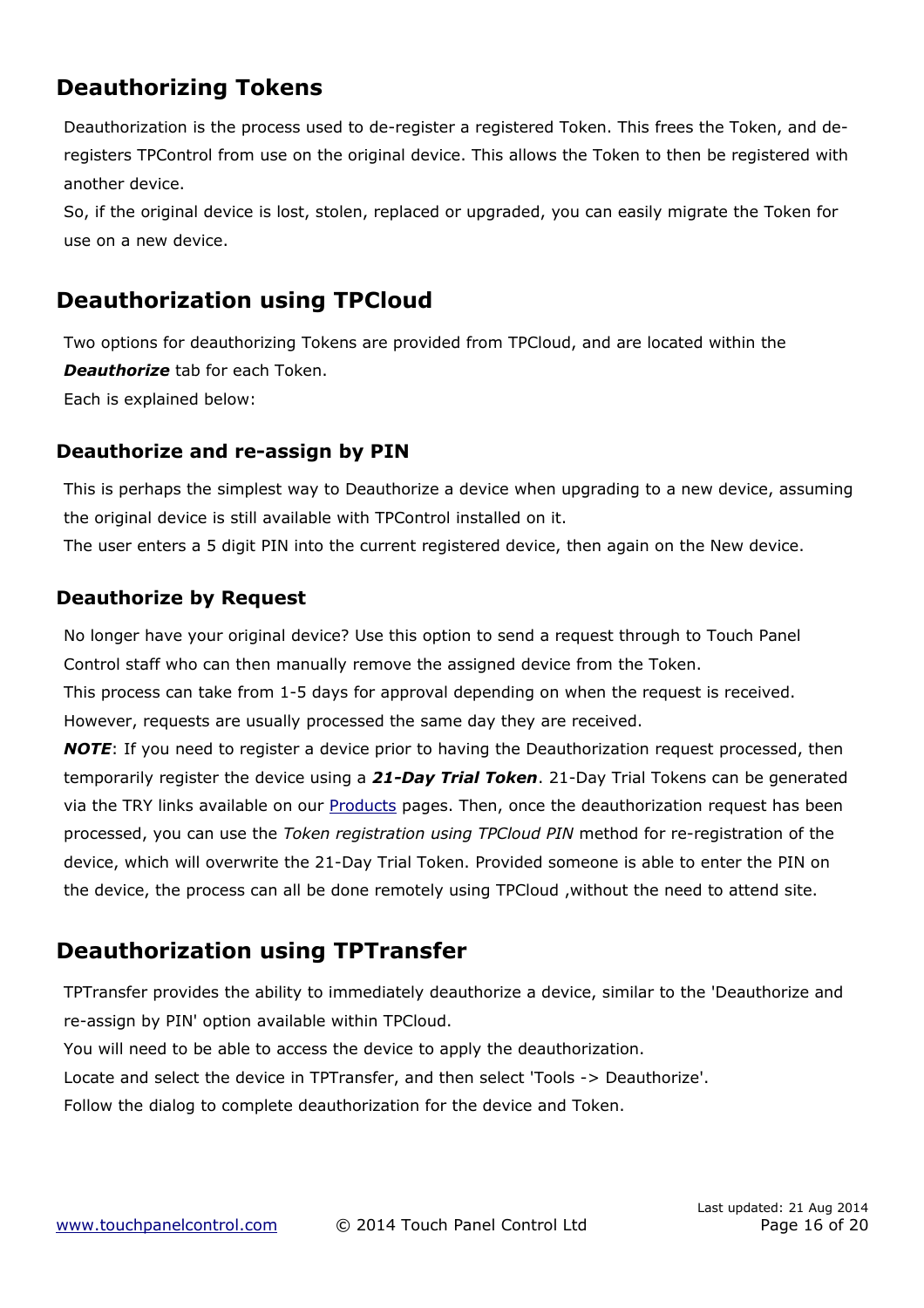# Deauthorizing Tokens

Deauthorization is the process used to de-register a registered Token. This frees the Token, and de-registers TPControl from use on the original device. This allows the Token to then be registered with another device.

So, if the original device is lost, stolen, replaced or upgraded, you can easily migrate the Token for use on a new device.

# Deauthorization using TPCloud

Two options for deauthorizing Tokens are provided from TPCloud, and are located within the ***Deauthorize*** tab for each Token.

Each is explained below:

## Deauthorize and re-assign by PIN

This is perhaps the simplest way to Deauthorize a device when upgrading to a new device, assuming the original device is still available with TPControl installed on it.

The user enters a 5 digit PIN into the current registered device, then again on the New device.

## Deauthorize by Request

No longer have your original device? Use this option to send a request through to Touch Panel Control staff who can then manually remove the assigned device from the Token.

This process can take from 1-5 days for approval depending on when the request is received. However, requests are usually processed the same day they are received.

***NOTE***: If you need to register a device prior to having the Deauthorization request processed, then temporarily register the device using a ***21-Day Trial Token***. 21-Day Trial Tokens can be generated via the TRY links available on our Products pages. Then, once the deauthorization request has been processed, you can use the *Token registration using TPCloud PIN* method for re-registration of the device, which will overwrite the 21-Day Trial Token. Provided someone is able to enter the PIN on the device, the process can all be done remotely using TPCloud ,without the need to attend site.

# Deauthorization using TPTransfer

TPTransfer provides the ability to immediately deauthorize a device, similar to the 'Deauthorize and re-assign by PIN' option available within TPCloud.

You will need to be able to access the device to apply the deauthorization.

Locate and select the device in TPTransfer, and then select 'Tools -> Deauthorize'.

Follow the dialog to complete deauthorization for the device and Token.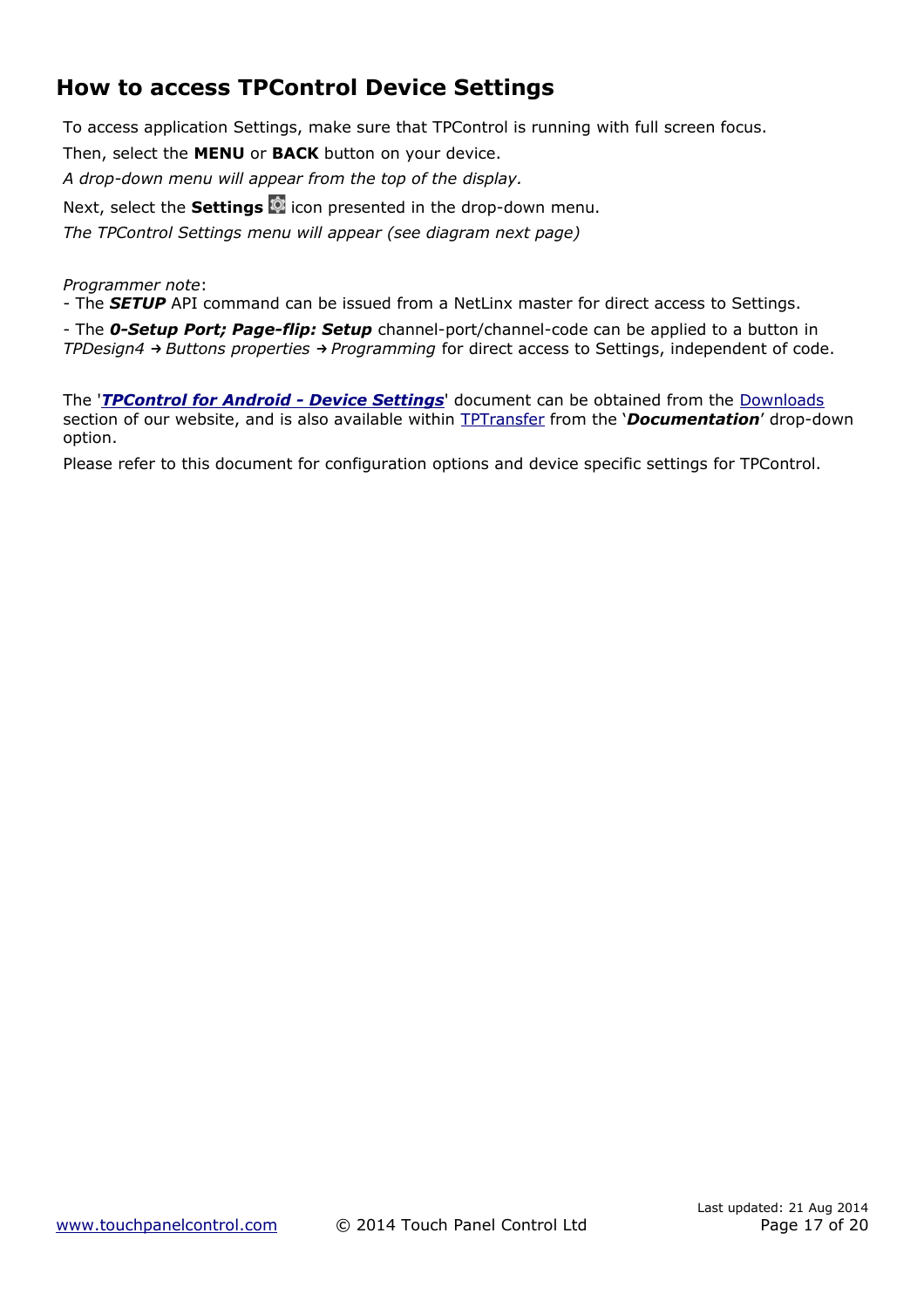## How to access TPControl Device Settings

To access application Settings, make sure that TPControl is running with full screen focus.

Then, select the **MENU** or **BACK** button on your device.

*A drop-down menu will appear from the top of the display.*

Next, select the **Settings** icon presented in the drop-down menu.

*The TPControl Settings menu will appear (see diagram next page)*

*Programmer note*:
- The ***SETUP*** API command can be issued from a NetLinx master for direct access to Settings.
- The ***0-Setup Port; Page-flip: Setup*** channel-port/channel-code can be applied to a button in *TPDesign4 → Buttons properties → Programming* for direct access to Settings, independent of code.

The '***TPControl for Android - Device Settings***' document can be obtained from the Downloads section of our website, and is also available within TPTransfer from the '***Documentation***' drop-down option.

Please refer to this document for configuration options and device specific settings for TPControl.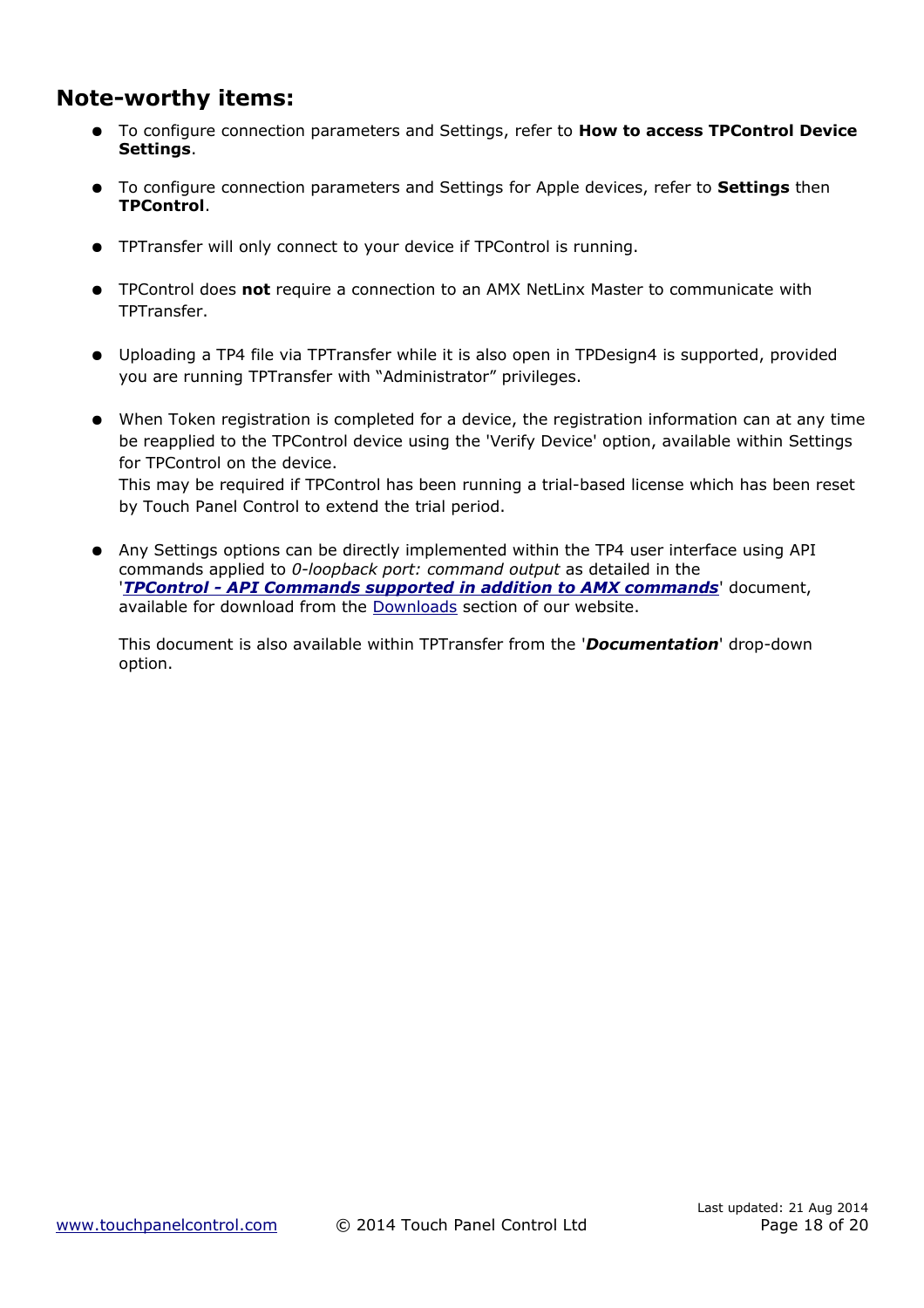## Note-worthy items:

- To configure connection parameters and Settings, refer to **How to access TPControl Device Settings**.

- To configure connection parameters and Settings for Apple devices, refer to **Settings** then **TPControl**.

- TPTransfer will only connect to your device if TPControl is running.

- TPControl does **not** require a connection to an AMX NetLinx Master to communicate with TPTransfer.

- Uploading a TP4 file via TPTransfer while it is also open in TPDesign4 is supported, provided you are running TPTransfer with "Administrator" privileges.

- When Token registration is completed for a device, the registration information can at any time be reapplied to the TPControl device using the 'Verify Device' option, available within Settings for TPControl on the device.
  This may be required if TPControl has been running a trial-based license which has been reset by Touch Panel Control to extend the trial period.

- Any Settings options can be directly implemented within the TP4 user interface using API commands applied to *0-loopback port: command output* as detailed in the '***TPControl - API Commands supported in addition to AMX commands***' document, available for download from the Downloads section of our website.

  This document is also available within TPTransfer from the '***Documentation***' drop-down option.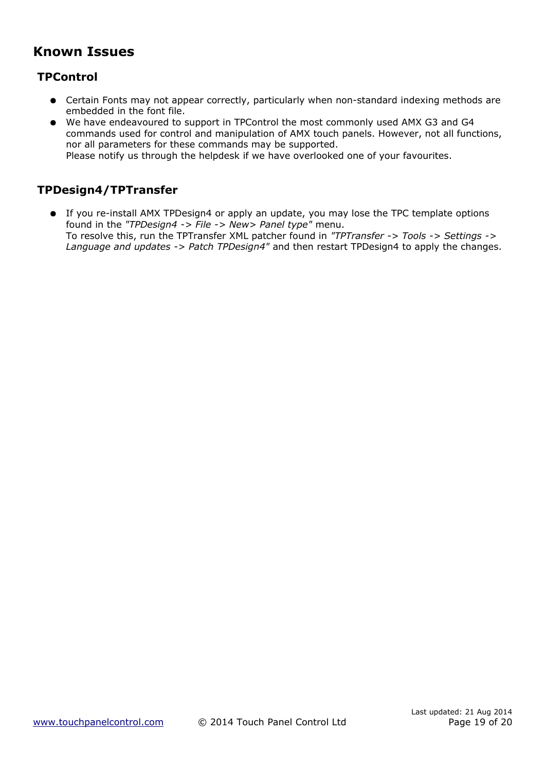# Known Issues

## TPControl

- Certain Fonts may not appear correctly, particularly when non-standard indexing methods are embedded in the font file.
- We have endeavoured to support in TPControl the most commonly used AMX G3 and G4 commands used for control and manipulation of AMX touch panels. However, not all functions, nor all parameters for these commands may be supported.
  Please notify us through the helpdesk if we have overlooked one of your favourites.

## TPDesign4/TPTransfer

- If you re-install AMX TPDesign4 or apply an update, you may lose the TPC template options found in the *"TPDesign4 -> File -> New> Panel type"* menu.
  To resolve this, run the TPTransfer XML patcher found in *"TPTransfer -> Tools -> Settings -> Language and updates -> Patch TPDesign4"* and then restart TPDesign4 to apply the changes.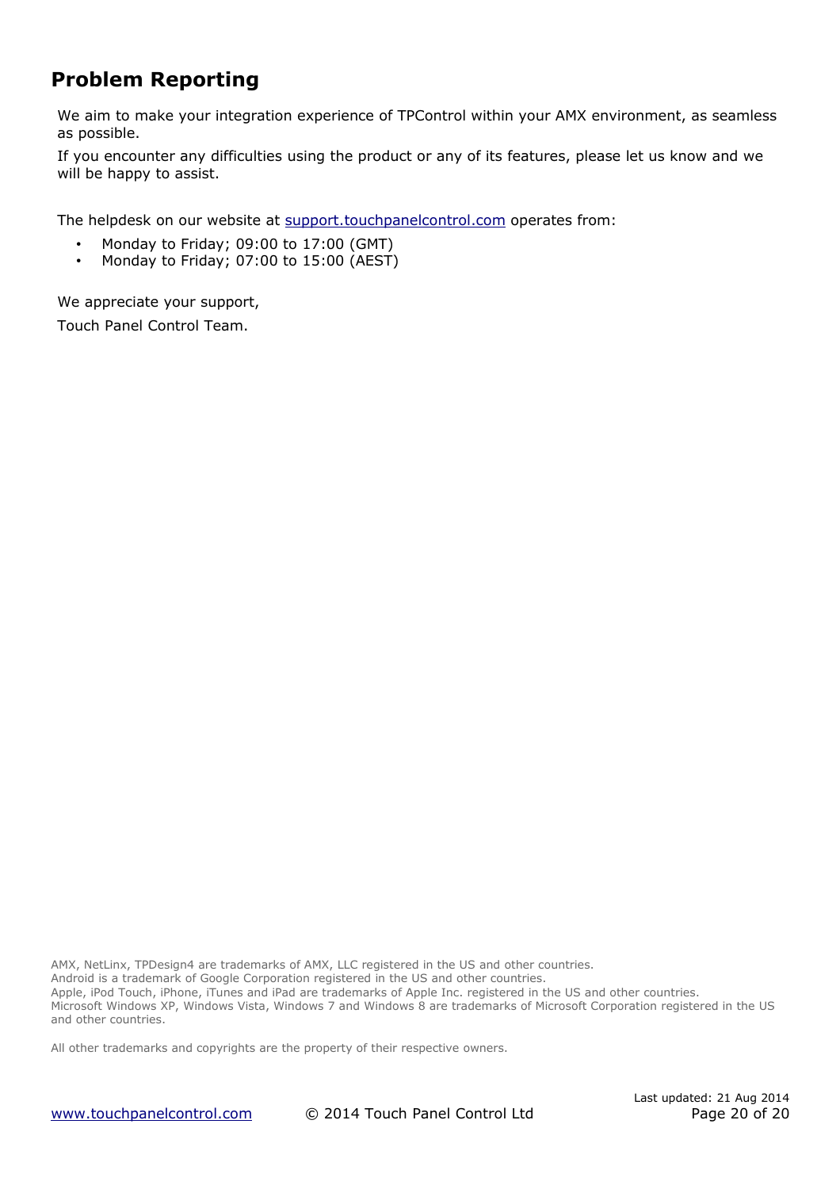## Problem Reporting

We aim to make your integration experience of TPControl within your AMX environment, as seamless as possible.

If you encounter any difficulties using the product or any of its features, please let us know and we will be happy to assist.

The helpdesk on our website at [support.touchpanelcontrol.com](support.touchpanelcontrol.com) operates from:

- Monday to Friday; 09:00 to 17:00 (GMT)
- Monday to Friday; 07:00 to 15:00 (AEST)

We appreciate your support,

Touch Panel Control Team.

AMX, NetLinx, TPDesign4 are trademarks of AMX, LLC registered in the US and other countries.
Android is a trademark of Google Corporation registered in the US and other countries.
Apple, iPod Touch, iPhone, iTunes and iPad are trademarks of Apple Inc. registered in the US and other countries.
Microsoft Windows XP, Windows Vista, Windows 7 and Windows 8 are trademarks of Microsoft Corporation registered in the US and other countries.

All other trademarks and copyrights are the property of their respective owners.